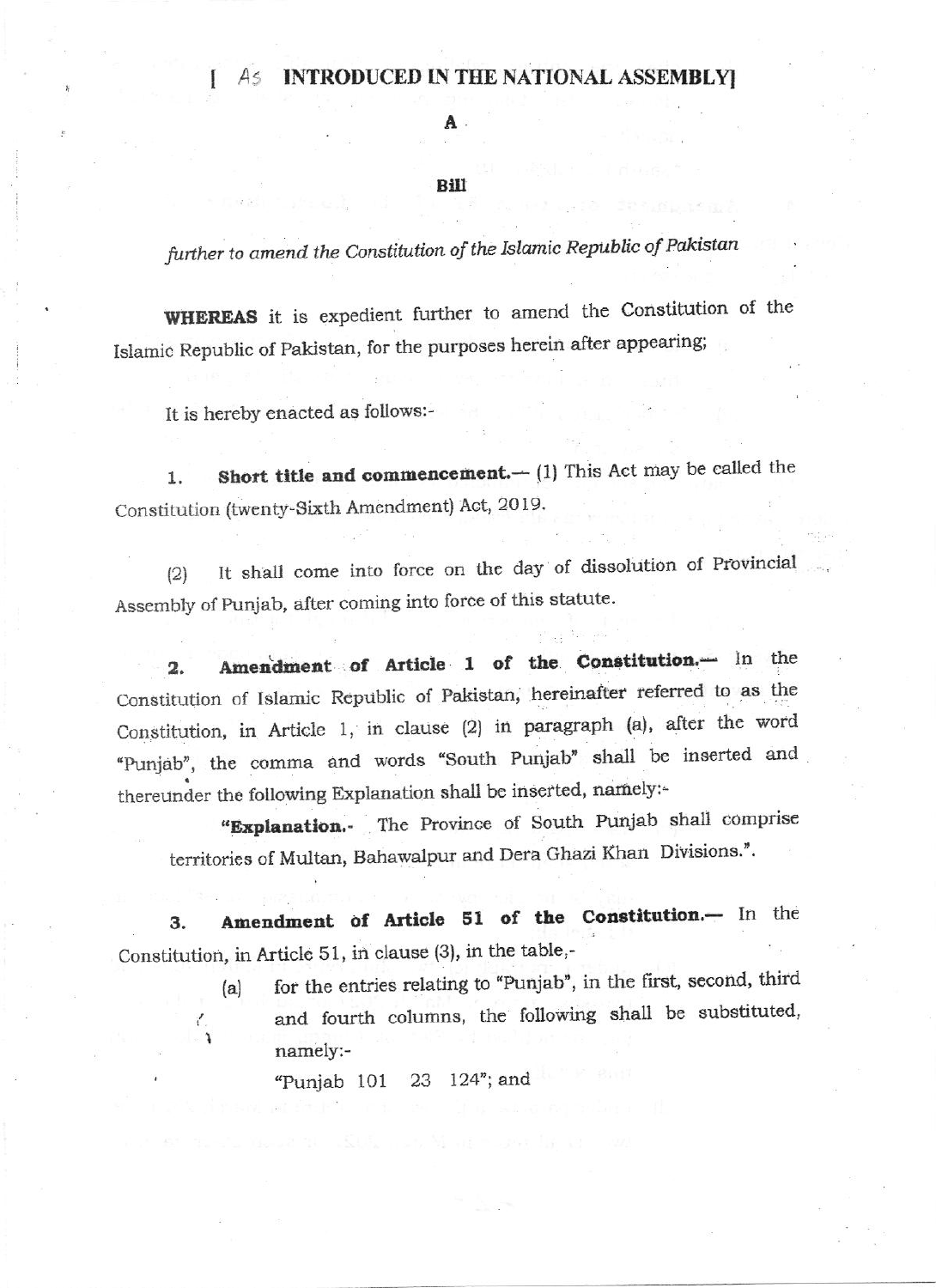**[ As INTRODUCED IN THE NATIONAL ASSEMBLY]**

**A**

**Bill**

*further to amend the Constitution of the Islamic Republic of Pakistan*

**WHEREAS** it is expedient further to amend the Constitution of the Islamic Republic of Pakistan, for the purposes herein after appearing;

It is hereby enacted as follows:-

1. **Short title and commencement.**— (1) This Act may be called the Constitution (twenty-Sixth Amendment) Act, 2019.

(2) It shall come into force on the day of dissolution of Provincial Assembly of Punjab, after coming into force of this statute.

2. **Amendment of Article 1 of the Constitution.**— In the Constitution of Islamic Republic of Pakistan, hereinafter referred to as the Constitution, in Article 1, in clause (2) in paragraph (a), after the word "Punjab", the comma and words "South Punjab" shall be inserted and thereunder the following Explanation shall be inserted, namely:-

"**Explanation.**- The Province of South Punjab shall comprise territories of Multan, Bahawalpur and Dera Ghazi Khan Divisions.".

3. **Amendment of Article 51 of the Constitution.**— In the Constitution, in Article 51, in clause (3), in the table,-

(a) for the entries relating to "Punjab", in the first, second, third and fourth columns, the following shall be substituted, namely:-

"Punjab 101 23 124"; and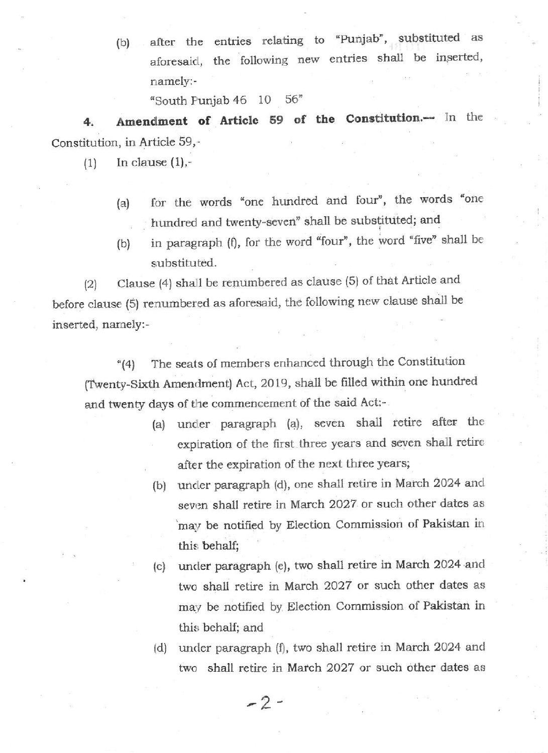(b) after the entries relating to "Punjab", substituted as aforesaid, the following new entries shall be inserted, namely:-

"South Punjab 46 10 56"

**4. Amendment of Article 59 of the Constitution.**— In the Constitution, in Article 59,-

(1) In clause (1),-

(a) for the words "one hundred and four", the words "one hundred and twenty-seven" shall be substituted; and

(b) in paragraph (f), for the word "four", the word "five" shall be substituted.

(2) Clause (4) shall be renumbered as clause (5) of that Article and before clause (5) renumbered as aforesaid, the following new clause shall be inserted, namely:-

"(4) The seats of members enhanced through the Constitution (Twenty-Sixth Amendment) Act, 2019, shall be filled within one hundred and twenty days of the commencement of the said Act:-

(a) under paragraph (a), seven shall retire after the expiration of the first three years and seven shall retire after the expiration of the next three years;

(b) under paragraph (d), one shall retire in March 2024 and seven shall retire in March 2027 or such other dates as may be notified by Election Commission of Pakistan in this behalf;

(c) under paragraph (e), two shall retire in March 2024 and two shall retire in March 2027 or such other dates as may be notified by Election Commission of Pakistan in this behalf; and

(d) under paragraph (f), two shall retire in March 2024 and two shall retire in March 2027 or such other dates as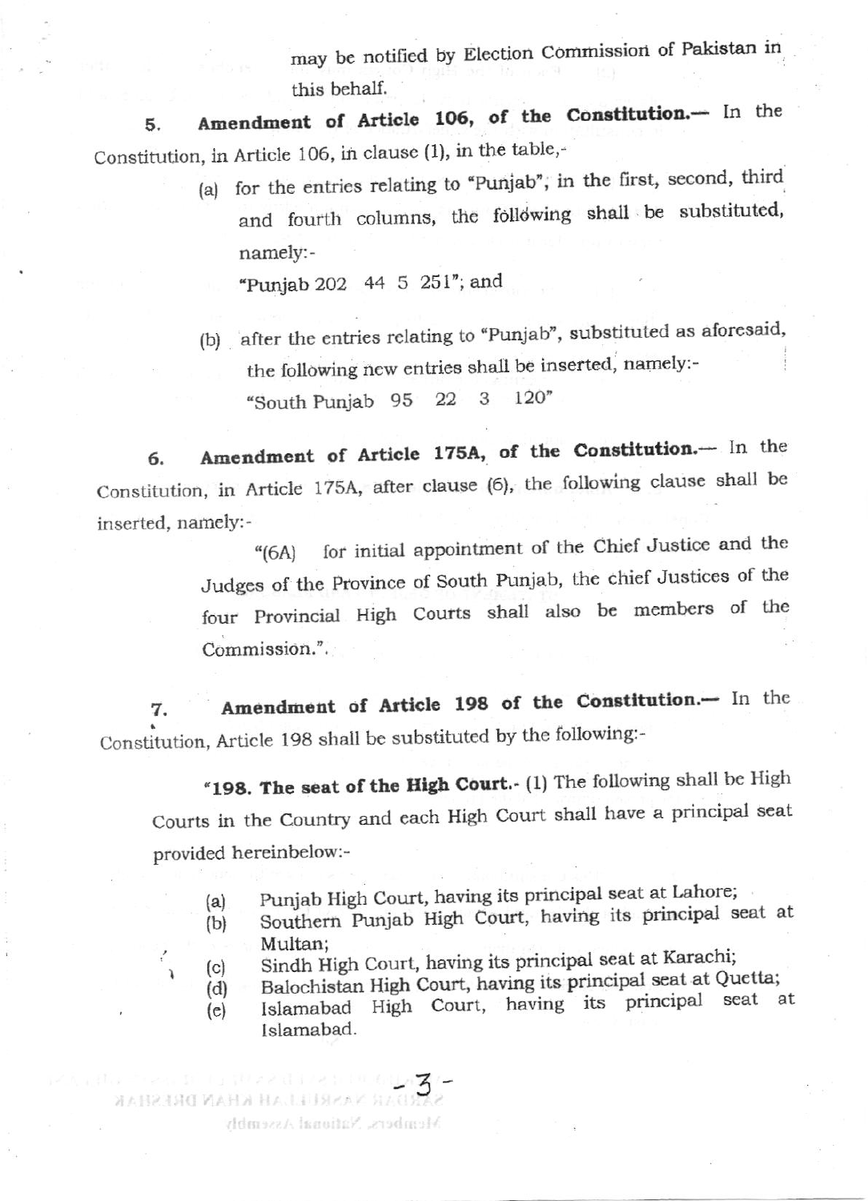may be notified by Election Commission of Pakistan in this behalf.

**5. Amendment of Article 106, of the Constitution.**— In the Constitution, in Article 106, in clause (1), in the table,-

(a) for the entries relating to "Punjab", in the first, second, third and fourth columns, the following shall be substituted, namely:-

"Punjab 202 44 5 251"; and

(b) after the entries relating to "Punjab", substituted as aforesaid, the following new entries shall be inserted, namely:-

"South Punjab 95 22 3 120"

**6. Amendment of Article 175A, of the Constitution.**— In the Constitution, in Article 175A, after clause (6), the following clause shall be inserted, namely:-

"(6A) for initial appointment of the Chief Justice and the Judges of the Province of South Punjab, the chief Justices of the four Provincial High Courts shall also be members of the Commission.".

**7. Amendment of Article 198 of the Constitution.**— In the Constitution, Article 198 shall be substituted by the following:-

"**198. The seat of the High Court.**- (1) The following shall be High Courts in the Country and each High Court shall have a principal seat provided hereinbelow:-

(a) Punjab High Court, having its principal seat at Lahore;
(b) Southern Punjab High Court, having its principal seat at Multan;
(c) Sindh High Court, having its principal seat at Karachi;
(d) Balochistan High Court, having its principal seat at Quetta;
(e) Islamabad High Court, having its principal seat at Islamabad.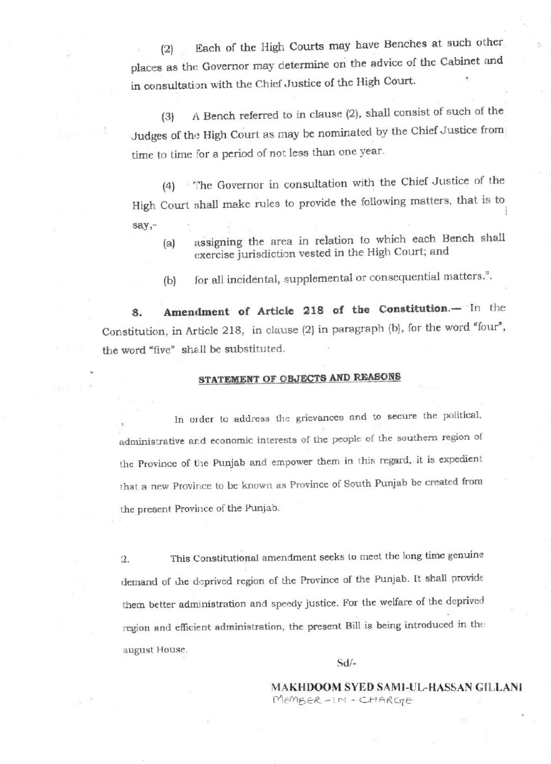(2) Each of the High Courts may have Benches at such other places as the Governor may determine on the advice of the Cabinet and in consultation with the Chief Justice of the High Court.

(3) A Bench referred to in clause (2), shall consist of such of the Judges of the High Court as may be nominated by the Chief Justice from time to time for a period of not less than one year.

(4) The Governor in consultation with the Chief Justice of the High Court shall make rules to provide the following matters, that is to say,-

(a) assigning the area in relation to which each Bench shall exercise jurisdiction vested in the High Court; and

(b) for all incidental, supplemental or consequential matters.".

**8. Amendment of Article 218 of the Constitution.**— In the Constitution, in Article 218, in clause (2) in paragraph (b), for the word "four", the word "five" shall be substituted.

## STATEMENT OF OBJECTS AND REASONS

In order to address the grievances and to secure the political, administrative and economic interests of the people of the southern region of the Province of the Punjab and empower them in this regard, it is expedient that a new Province to be known as Province of South Punjab be created from the present Province of the Punjab.

2. This Constitutional amendment seeks to meet the long time genuine demand of the deprived region of the Province of the Punjab. It shall provide them better administration and speedy justice. For the welfare of the deprived region and efficient administration, the present Bill is being introduced in the august House.

Sd/-

**MAKHDOOM SYED SAMI-UL-HASSAN GILLANI**
MEMBER-IN-CHARGE